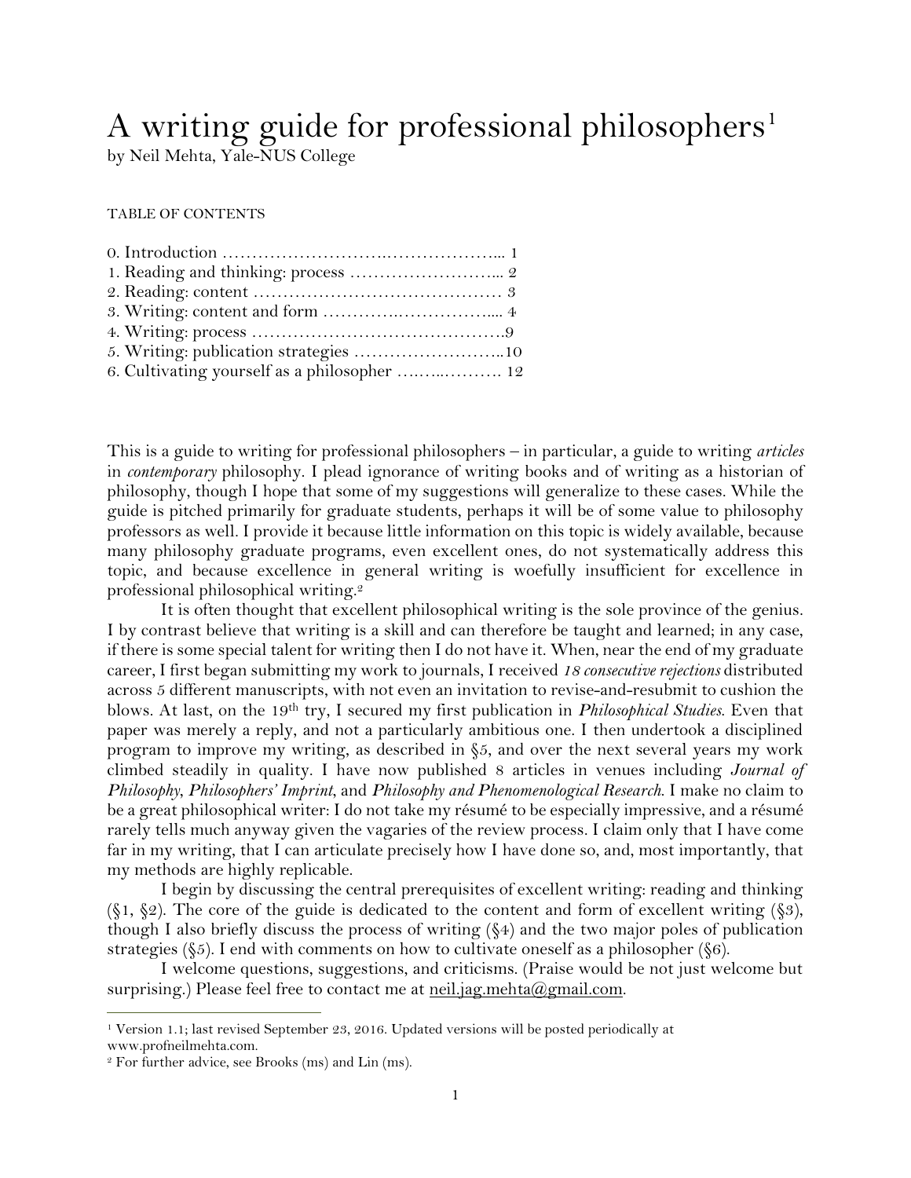# A writing guide for professional philosophers[1]

by Neil Mehta, Yale-NUS College

TABLE OF CONTENTS

0. Introduction ……………………….………………... 1
1. Reading and thinking: process ……………………... 2
2. Reading: content …………………………………… 3
3. Writing: content and form …………..…………….... 4
4. Writing: process …………………………………….9
5. Writing: publication strategies ……………………..10
6. Cultivating yourself as a philosopher …..…..………. 12

This is a guide to writing for professional philosophers – in particular, a guide to writing *articles* in *contemporary* philosophy. I plead ignorance of writing books and of writing as a historian of philosophy, though I hope that some of my suggestions will generalize to these cases. While the guide is pitched primarily for graduate students, perhaps it will be of some value to philosophy professors as well. I provide it because little information on this topic is widely available, because many philosophy graduate programs, even excellent ones, do not systematically address this topic, and because excellence in general writing is woefully insufficient for excellence in professional philosophical writing.[2]

It is often thought that excellent philosophical writing is the sole province of the genius. I by contrast believe that writing is a skill and can therefore be taught and learned; in any case, if there is some special talent for writing then I do not have it. When, near the end of my graduate career, I first began submitting my work to journals, I received *18 consecutive rejections* distributed across 5 different manuscripts, with not even an invitation to revise-and-resubmit to cushion the blows. At last, on the 19th try, I secured my first publication in *Philosophical Studies*. Even that paper was merely a reply, and not a particularly ambitious one. I then undertook a disciplined program to improve my writing, as described in §5, and over the next several years my work climbed steadily in quality. I have now published 8 articles in venues including *Journal of Philosophy*, *Philosophers' Imprint*, and *Philosophy and Phenomenological Research*. I make no claim to be a great philosophical writer: I do not take my résumé to be especially impressive, and a résumé rarely tells much anyway given the vagaries of the review process. I claim only that I have come far in my writing, that I can articulate precisely how I have done so, and, most importantly, that my methods are highly replicable.

I begin by discussing the central prerequisites of excellent writing: reading and thinking (§1, §2). The core of the guide is dedicated to the content and form of excellent writing (§3), though I also briefly discuss the process of writing (§4) and the two major poles of publication strategies (§5). I end with comments on how to cultivate oneself as a philosopher (§6).

I welcome questions, suggestions, and criticisms. (Praise would be not just welcome but surprising.) Please feel free to contact me at neil.jag.mehta@gmail.com.

---

[1] Version 1.1; last revised September 23, 2016. Updated versions will be posted periodically at www.profneilmehta.com.

[2] For further advice, see Brooks (ms) and Lin (ms).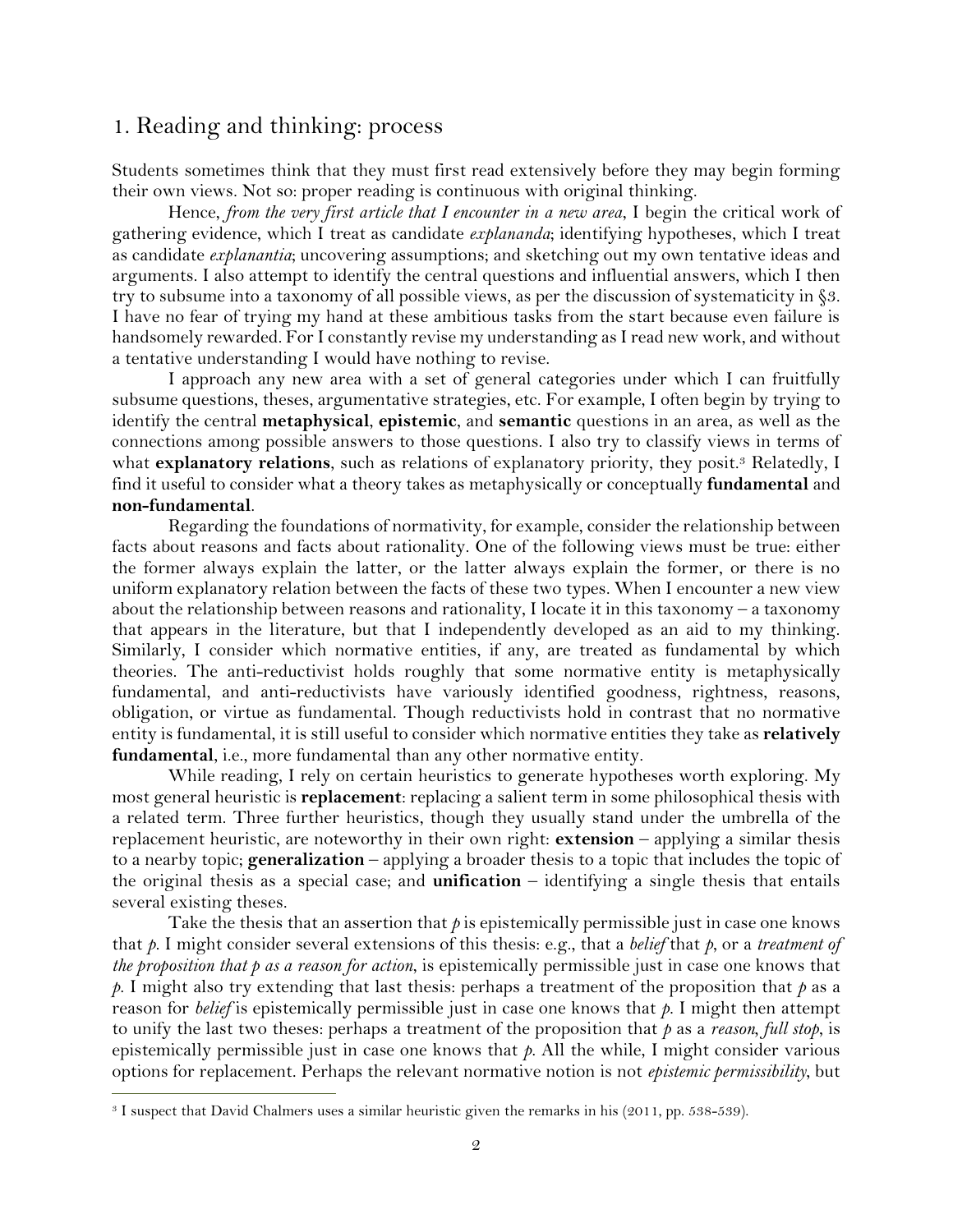## 1. Reading and thinking: process

Students sometimes think that they must first read extensively before they may begin forming their own views. Not so: proper reading is continuous with original thinking.

Hence, *from the very first article that I encounter in a new area*, I begin the critical work of gathering evidence, which I treat as candidate *explananda*; identifying hypotheses, which I treat as candidate *explanantia*; uncovering assumptions; and sketching out my own tentative ideas and arguments. I also attempt to identify the central questions and influential answers, which I then try to subsume into a taxonomy of all possible views, as per the discussion of systematicity in §3. I have no fear of trying my hand at these ambitious tasks from the start because even failure is handsomely rewarded. For I constantly revise my understanding as I read new work, and without a tentative understanding I would have nothing to revise.

I approach any new area with a set of general categories under which I can fruitfully subsume questions, theses, argumentative strategies, etc. For example, I often begin by trying to identify the central **metaphysical**, **epistemic**, and **semantic** questions in an area, as well as the connections among possible answers to those questions. I also try to classify views in terms of what **explanatory relations**, such as relations of explanatory priority, they posit.[3] Relatedly, I find it useful to consider what a theory takes as metaphysically or conceptually **fundamental** and **non-fundamental**.

Regarding the foundations of normativity, for example, consider the relationship between facts about reasons and facts about rationality. One of the following views must be true: either the former always explain the latter, or the latter always explain the former, or there is no uniform explanatory relation between the facts of these two types. When I encounter a new view about the relationship between reasons and rationality, I locate it in this taxonomy – a taxonomy that appears in the literature, but that I independently developed as an aid to my thinking. Similarly, I consider which normative entities, if any, are treated as fundamental by which theories. The anti-reductivist holds roughly that some normative entity is metaphysically fundamental, and anti-reductivists have variously identified goodness, rightness, reasons, obligation, or virtue as fundamental. Though reductivists hold in contrast that no normative entity is fundamental, it is still useful to consider which normative entities they take as **relatively fundamental**, i.e., more fundamental than any other normative entity.

While reading, I rely on certain heuristics to generate hypotheses worth exploring. My most general heuristic is **replacement**: replacing a salient term in some philosophical thesis with a related term. Three further heuristics, though they usually stand under the umbrella of the replacement heuristic, are noteworthy in their own right: **extension** – applying a similar thesis to a nearby topic; **generalization** – applying a broader thesis to a topic that includes the topic of the original thesis as a special case; and **unification** – identifying a single thesis that entails several existing theses.

Take the thesis that an assertion that *p* is epistemically permissible just in case one knows that *p*. I might consider several extensions of this thesis: e.g., that a *belief* that *p*, or a *treatment of the proposition that p as a reason for action*, is epistemically permissible just in case one knows that *p*. I might also try extending that last thesis: perhaps a treatment of the proposition that *p* as a reason for *belief* is epistemically permissible just in case one knows that *p*. I might then attempt to unify the last two theses: perhaps a treatment of the proposition that *p* as a *reason, full stop*, is epistemically permissible just in case one knows that *p*. All the while, I might consider various options for replacement. Perhaps the relevant normative notion is not *epistemic permissibility*, but

[3] I suspect that David Chalmers uses a similar heuristic given the remarks in his (2011, pp. 538-539).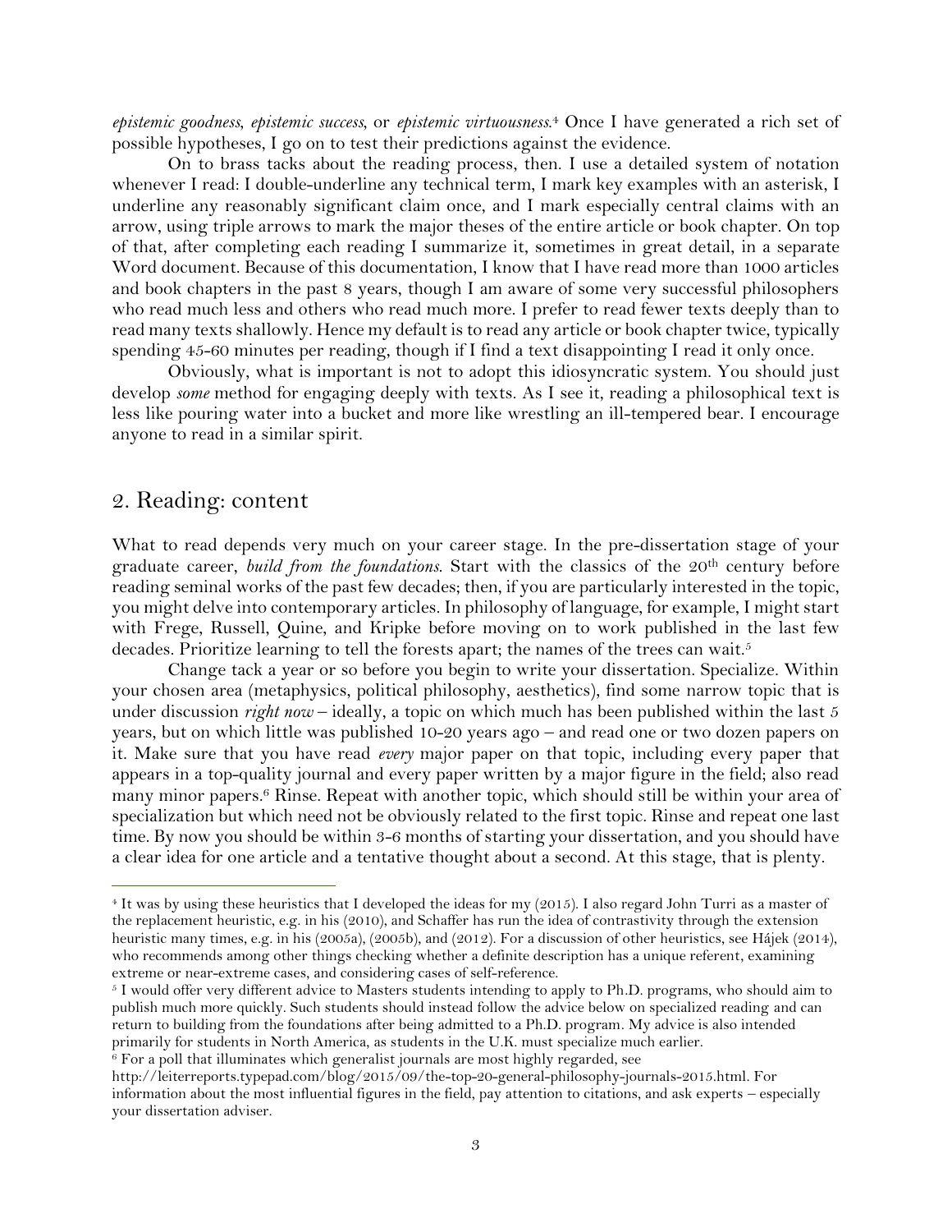*epistemic goodness*, *epistemic success*, or *epistemic virtuousness*.[4] Once I have generated a rich set of possible hypotheses, I go on to test their predictions against the evidence.

On to brass tacks about the reading process, then. I use a detailed system of notation whenever I read: I double-underline any technical term, I mark key examples with an asterisk, I underline any reasonably significant claim once, and I mark especially central claims with an arrow, using triple arrows to mark the major theses of the entire article or book chapter. On top of that, after completing each reading I summarize it, sometimes in great detail, in a separate Word document. Because of this documentation, I know that I have read more than 1000 articles and book chapters in the past 8 years, though I am aware of some very successful philosophers who read much less and others who read much more. I prefer to read fewer texts deeply than to read many texts shallowly. Hence my default is to read any article or book chapter twice, typically spending 45-60 minutes per reading, though if I find a text disappointing I read it only once.

Obviously, what is important is not to adopt this idiosyncratic system. You should just develop *some* method for engaging deeply with texts. As I see it, reading a philosophical text is less like pouring water into a bucket and more like wrestling an ill-tempered bear. I encourage anyone to read in a similar spirit.

## 2. Reading: content

What to read depends very much on your career stage. In the pre-dissertation stage of your graduate career, *build from the foundations*. Start with the classics of the 20th century before reading seminal works of the past few decades; then, if you are particularly interested in the topic, you might delve into contemporary articles. In philosophy of language, for example, I might start with Frege, Russell, Quine, and Kripke before moving on to work published in the last few decades. Prioritize learning to tell the forests apart; the names of the trees can wait.[5]

Change tack a year or so before you begin to write your dissertation. Specialize. Within your chosen area (metaphysics, political philosophy, aesthetics), find some narrow topic that is under discussion *right now* – ideally, a topic on which much has been published within the last 5 years, but on which little was published 10-20 years ago – and read one or two dozen papers on it. Make sure that you have read *every* major paper on that topic, including every paper that appears in a top-quality journal and every paper written by a major figure in the field; also read many minor papers.[6] Rinse. Repeat with another topic, which should still be within your area of specialization but which need not be obviously related to the first topic. Rinse and repeat one last time. By now you should be within 3-6 months of starting your dissertation, and you should have a clear idea for one article and a tentative thought about a second. At this stage, that is plenty.

---

[4] It was by using these heuristics that I developed the ideas for my (2015). I also regard John Turri as a master of the replacement heuristic, e.g. in his (2010), and Schaffer has run the idea of contrastivity through the extension heuristic many times, e.g. in his (2005a), (2005b), and (2012). For a discussion of other heuristics, see Hájek (2014), who recommends among other things checking whether a definite description has a unique referent, examining extreme or near-extreme cases, and considering cases of self-reference.

[5] I would offer very different advice to Masters students intending to apply to Ph.D. programs, who should aim to publish much more quickly. Such students should instead follow the advice below on specialized reading and can return to building from the foundations after being admitted to a Ph.D. program. My advice is also intended primarily for students in North America, as students in the U.K. must specialize much earlier.

[6] For a poll that illuminates which generalist journals are most highly regarded, see http://leiterreports.typepad.com/blog/2015/09/the-top-20-general-philosophy-journals-2015.html. For information about the most influential figures in the field, pay attention to citations, and ask experts – especially your dissertation adviser.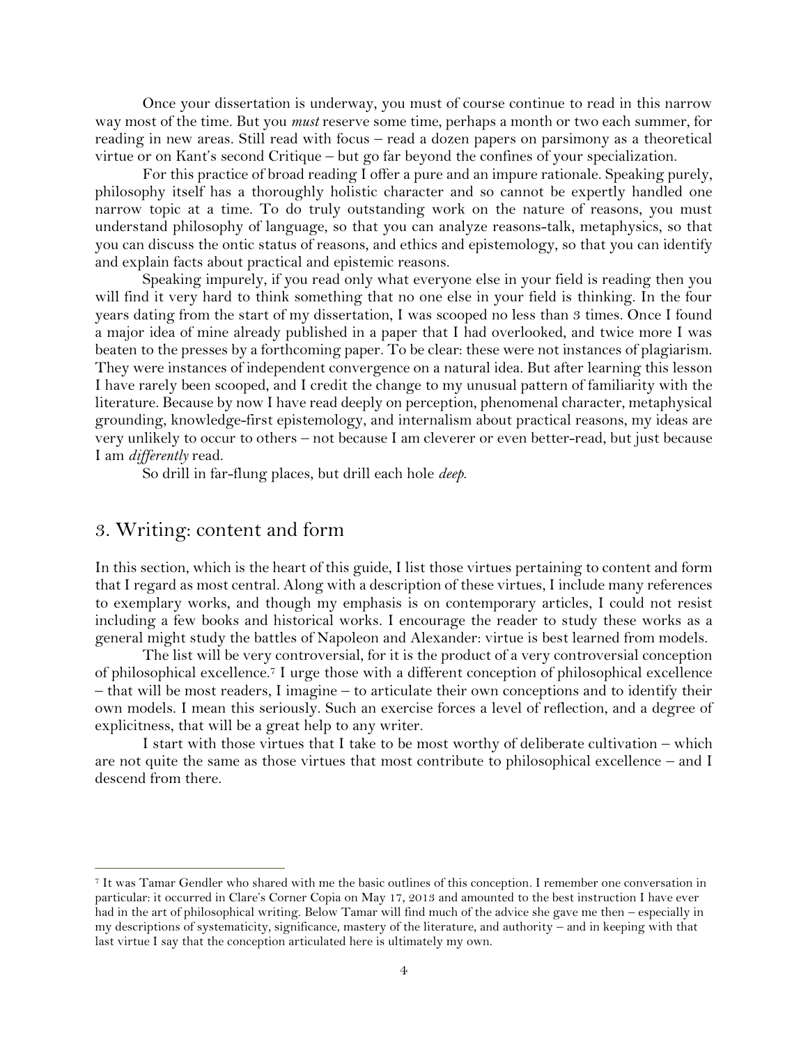Once your dissertation is underway, you must of course continue to read in this narrow way most of the time. But you *must* reserve some time, perhaps a month or two each summer, for reading in new areas. Still read with focus – read a dozen papers on parsimony as a theoretical virtue or on Kant's second Critique – but go far beyond the confines of your specialization.

For this practice of broad reading I offer a pure and an impure rationale. Speaking purely, philosophy itself has a thoroughly holistic character and so cannot be expertly handled one narrow topic at a time. To do truly outstanding work on the nature of reasons, you must understand philosophy of language, so that you can analyze reasons-talk, metaphysics, so that you can discuss the ontic status of reasons, and ethics and epistemology, so that you can identify and explain facts about practical and epistemic reasons.

Speaking impurely, if you read only what everyone else in your field is reading then you will find it very hard to think something that no one else in your field is thinking. In the four years dating from the start of my dissertation, I was scooped no less than 3 times. Once I found a major idea of mine already published in a paper that I had overlooked, and twice more I was beaten to the presses by a forthcoming paper. To be clear: these were not instances of plagiarism. They were instances of independent convergence on a natural idea. But after learning this lesson I have rarely been scooped, and I credit the change to my unusual pattern of familiarity with the literature. Because by now I have read deeply on perception, phenomenal character, metaphysical grounding, knowledge-first epistemology, and internalism about practical reasons, my ideas are very unlikely to occur to others – not because I am cleverer or even better-read, but just because I am *differently* read.

So drill in far-flung places, but drill each hole *deep*.

## 3. Writing: content and form

In this section, which is the heart of this guide, I list those virtues pertaining to content and form that I regard as most central. Along with a description of these virtues, I include many references to exemplary works, and though my emphasis is on contemporary articles, I could not resist including a few books and historical works. I encourage the reader to study these works as a general might study the battles of Napoleon and Alexander: virtue is best learned from models.

The list will be very controversial, for it is the product of a very controversial conception of philosophical excellence.[7] I urge those with a different conception of philosophical excellence – that will be most readers, I imagine – to articulate their own conceptions and to identify their own models. I mean this seriously. Such an exercise forces a level of reflection, and a degree of explicitness, that will be a great help to any writer.

I start with those virtues that I take to be most worthy of deliberate cultivation – which are not quite the same as those virtues that most contribute to philosophical excellence – and I descend from there.

---

[7] It was Tamar Gendler who shared with me the basic outlines of this conception. I remember one conversation in particular: it occurred in Clare's Corner Copia on May 17, 2013 and amounted to the best instruction I have ever had in the art of philosophical writing. Below Tamar will find much of the advice she gave me then – especially in my descriptions of systematicity, significance, mastery of the literature, and authority – and in keeping with that last virtue I say that the conception articulated here is ultimately my own.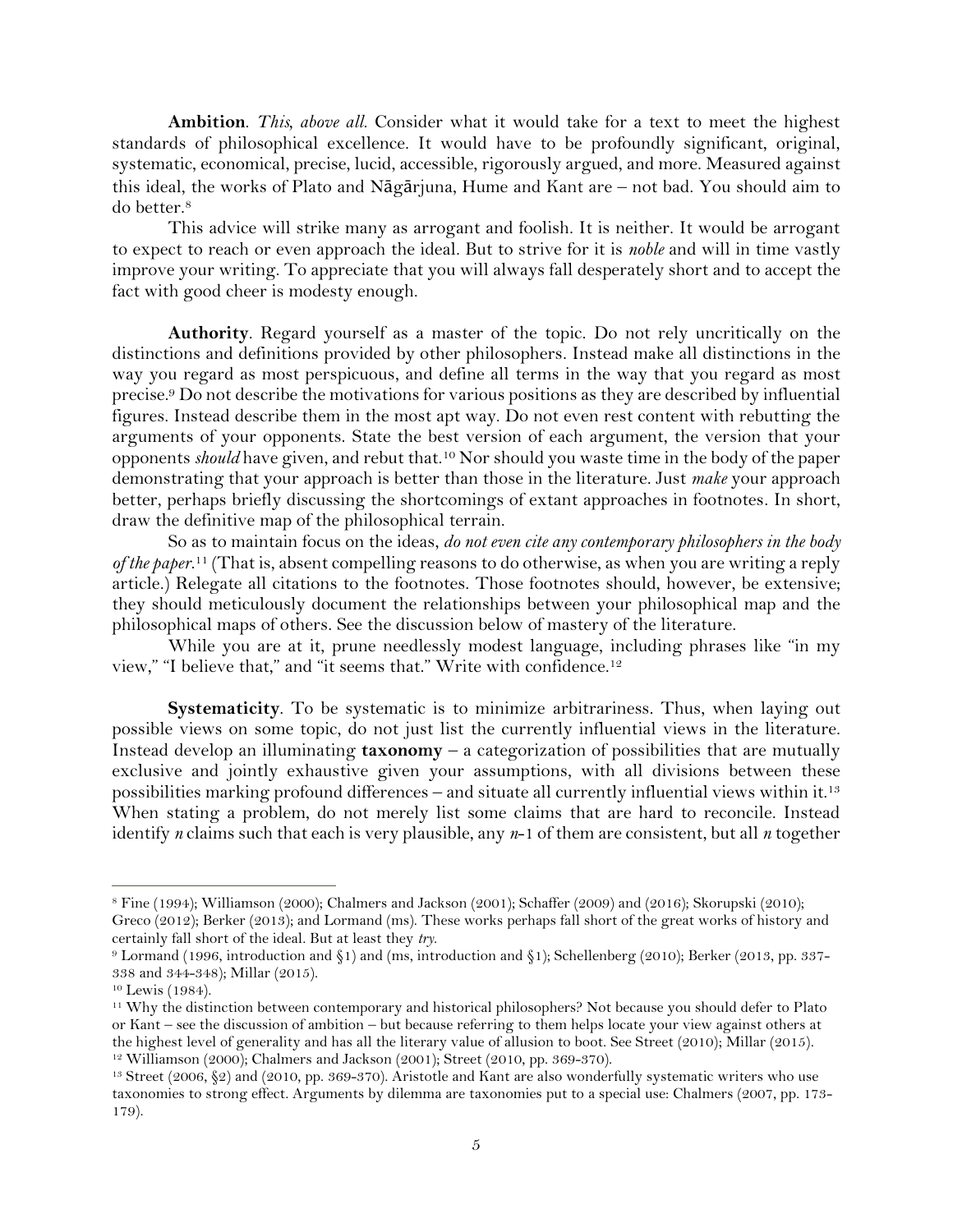**Ambition**. *This, above all.* Consider what it would take for a text to meet the highest standards of philosophical excellence. It would have to be profoundly significant, original, systematic, economical, precise, lucid, accessible, rigorously argued, and more. Measured against this ideal, the works of Plato and Nāgārjuna, Hume and Kant are – not bad. You should aim to do better.[8]

This advice will strike many as arrogant and foolish. It is neither. It would be arrogant to expect to reach or even approach the ideal. But to strive for it is *noble* and will in time vastly improve your writing. To appreciate that you will always fall desperately short and to accept the fact with good cheer is modesty enough.

**Authority**. Regard yourself as a master of the topic. Do not rely uncritically on the distinctions and definitions provided by other philosophers. Instead make all distinctions in the way you regard as most perspicuous, and define all terms in the way that you regard as most precise.[9] Do not describe the motivations for various positions as they are described by influential figures. Instead describe them in the most apt way. Do not even rest content with rebutting the arguments of your opponents. State the best version of each argument, the version that your opponents *should* have given, and rebut that.[10] Nor should you waste time in the body of the paper demonstrating that your approach is better than those in the literature. Just *make* your approach better, perhaps briefly discussing the shortcomings of extant approaches in footnotes. In short, draw the definitive map of the philosophical terrain.

So as to maintain focus on the ideas, *do not even cite any contemporary philosophers in the body of the paper.*[11] (That is, absent compelling reasons to do otherwise, as when you are writing a reply article.) Relegate all citations to the footnotes. Those footnotes should, however, be extensive; they should meticulously document the relationships between your philosophical map and the philosophical maps of others. See the discussion below of mastery of the literature.

While you are at it, prune needlessly modest language, including phrases like "in my view," "I believe that," and "it seems that." Write with confidence.[12]

**Systematicity**. To be systematic is to minimize arbitrariness. Thus, when laying out possible views on some topic, do not just list the currently influential views in the literature. Instead develop an illuminating **taxonomy** – a categorization of possibilities that are mutually exclusive and jointly exhaustive given your assumptions, with all divisions between these possibilities marking profound differences – and situate all currently influential views within it.[13] When stating a problem, do not merely list some claims that are hard to reconcile. Instead identify *n* claims such that each is very plausible, any *n*-1 of them are consistent, but all *n* together

---

[8] Fine (1994); Williamson (2000); Chalmers and Jackson (2001); Schaffer (2009) and (2016); Skorupski (2010); Greco (2012); Berker (2013); and Lormand (ms). These works perhaps fall short of the great works of history and certainly fall short of the ideal. But at least they *try*.

[9] Lormand (1996, introduction and §1) and (ms, introduction and §1); Schellenberg (2010); Berker (2013, pp. 337-338 and 344-348); Millar (2015).

[10] Lewis (1984).

[11] Why the distinction between contemporary and historical philosophers? Not because you should defer to Plato or Kant – see the discussion of ambition – but because referring to them helps locate your view against others at the highest level of generality and has all the literary value of allusion to boot. See Street (2010); Millar (2015).

[12] Williamson (2000); Chalmers and Jackson (2001); Street (2010, pp. 369-370).

[13] Street (2006, §2) and (2010, pp. 369-370). Aristotle and Kant are also wonderfully systematic writers who use taxonomies to strong effect. Arguments by dilemma are taxonomies put to a special use: Chalmers (2007, pp. 173-179).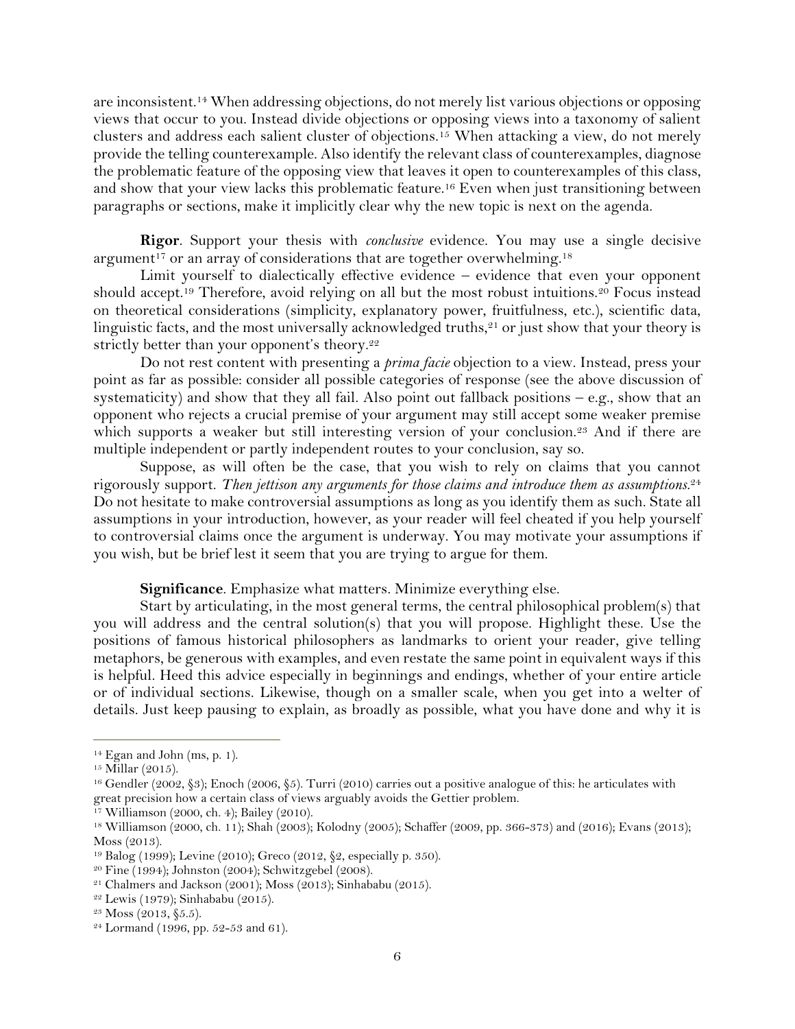are inconsistent.[14] When addressing objections, do not merely list various objections or opposing views that occur to you. Instead divide objections or opposing views into a taxonomy of salient clusters and address each salient cluster of objections.[15] When attacking a view, do not merely provide the telling counterexample. Also identify the relevant class of counterexamples, diagnose the problematic feature of the opposing view that leaves it open to counterexamples of this class, and show that your view lacks this problematic feature.[16] Even when just transitioning between paragraphs or sections, make it implicitly clear why the new topic is next on the agenda.

**Rigor**. Support your thesis with *conclusive* evidence. You may use a single decisive argument[17] or an array of considerations that are together overwhelming.[18]

Limit yourself to dialectically effective evidence – evidence that even your opponent should accept.[19] Therefore, avoid relying on all but the most robust intuitions.[20] Focus instead on theoretical considerations (simplicity, explanatory power, fruitfulness, etc.), scientific data, linguistic facts, and the most universally acknowledged truths,[21] or just show that your theory is strictly better than your opponent's theory.[22]

Do not rest content with presenting a *prima facie* objection to a view. Instead, press your point as far as possible: consider all possible categories of response (see the above discussion of systematicity) and show that they all fail. Also point out fallback positions – e.g., show that an opponent who rejects a crucial premise of your argument may still accept some weaker premise which supports a weaker but still interesting version of your conclusion.[23] And if there are multiple independent or partly independent routes to your conclusion, say so.

Suppose, as will often be the case, that you wish to rely on claims that you cannot rigorously support. *Then jettison any arguments for those claims and introduce them as assumptions.*[24] Do not hesitate to make controversial assumptions as long as you identify them as such. State all assumptions in your introduction, however, as your reader will feel cheated if you help yourself to controversial claims once the argument is underway. You may motivate your assumptions if you wish, but be brief lest it seem that you are trying to argue for them.

**Significance**. Emphasize what matters. Minimize everything else.

Start by articulating, in the most general terms, the central philosophical problem(s) that you will address and the central solution(s) that you will propose. Highlight these. Use the positions of famous historical philosophers as landmarks to orient your reader, give telling metaphors, be generous with examples, and even restate the same point in equivalent ways if this is helpful. Heed this advice especially in beginnings and endings, whether of your entire article or of individual sections. Likewise, though on a smaller scale, when you get into a welter of details. Just keep pausing to explain, as broadly as possible, what you have done and why it is

---

[14] Egan and John (ms, p. 1).

[15] Millar (2015).

[16] Gendler (2002, §3); Enoch (2006, §5). Turri (2010) carries out a positive analogue of this: he articulates with great precision how a certain class of views arguably avoids the Gettier problem.

[17] Williamson (2000, ch. 4); Bailey (2010).

[18] Williamson (2000, ch. 11); Shah (2003); Kolodny (2005); Schaffer (2009, pp. 366-373) and (2016); Evans (2013); Moss (2013).

[19] Balog (1999); Levine (2010); Greco (2012, §2, especially p. 350).

[20] Fine (1994); Johnston (2004); Schwitzgebel (2008).

[21] Chalmers and Jackson (2001); Moss (2013); Sinhababu (2015).

[22] Lewis (1979); Sinhababu (2015).

[23] Moss (2013, §5.5).

[24] Lormand (1996, pp. 52-53 and 61).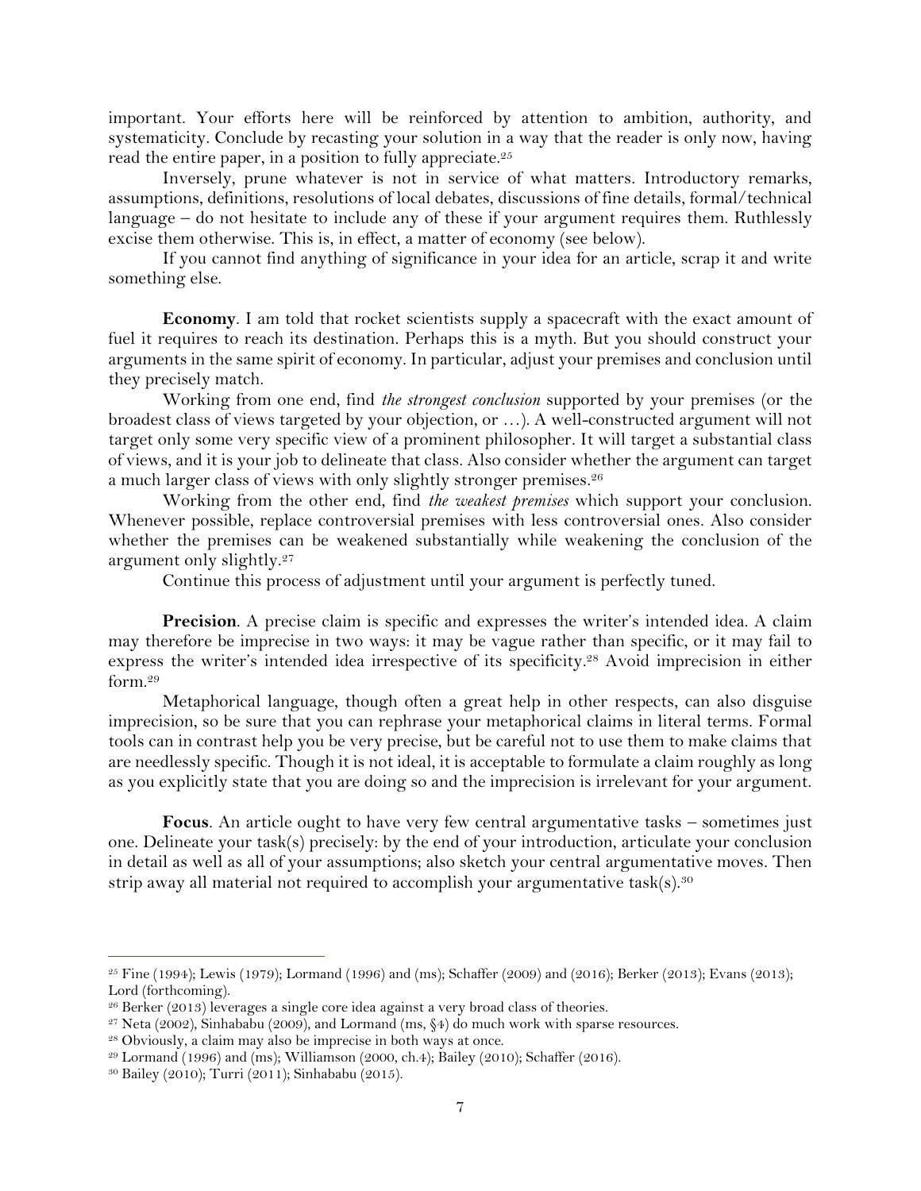important. Your efforts here will be reinforced by attention to ambition, authority, and systematicity. Conclude by recasting your solution in a way that the reader is only now, having read the entire paper, in a position to fully appreciate.[25]

Inversely, prune whatever is not in service of what matters. Introductory remarks, assumptions, definitions, resolutions of local debates, discussions of fine details, formal/technical language – do not hesitate to include any of these if your argument requires them. Ruthlessly excise them otherwise. This is, in effect, a matter of economy (see below).

If you cannot find anything of significance in your idea for an article, scrap it and write something else.

**Economy**. I am told that rocket scientists supply a spacecraft with the exact amount of fuel it requires to reach its destination. Perhaps this is a myth. But you should construct your arguments in the same spirit of economy. In particular, adjust your premises and conclusion until they precisely match.

Working from one end, find *the strongest conclusion* supported by your premises (or the broadest class of views targeted by your objection, or …). A well-constructed argument will not target only some very specific view of a prominent philosopher. It will target a substantial class of views, and it is your job to delineate that class. Also consider whether the argument can target a much larger class of views with only slightly stronger premises.[26]

Working from the other end, find *the weakest premises* which support your conclusion. Whenever possible, replace controversial premises with less controversial ones. Also consider whether the premises can be weakened substantially while weakening the conclusion of the argument only slightly.[27]

Continue this process of adjustment until your argument is perfectly tuned.

**Precision**. A precise claim is specific and expresses the writer's intended idea. A claim may therefore be imprecise in two ways: it may be vague rather than specific, or it may fail to express the writer's intended idea irrespective of its specificity.[28] Avoid imprecision in either form.[29]

Metaphorical language, though often a great help in other respects, can also disguise imprecision, so be sure that you can rephrase your metaphorical claims in literal terms. Formal tools can in contrast help you be very precise, but be careful not to use them to make claims that are needlessly specific. Though it is not ideal, it is acceptable to formulate a claim roughly as long as you explicitly state that you are doing so and the imprecision is irrelevant for your argument.

**Focus**. An article ought to have very few central argumentative tasks – sometimes just one. Delineate your task(s) precisely: by the end of your introduction, articulate your conclusion in detail as well as all of your assumptions; also sketch your central argumentative moves. Then strip away all material not required to accomplish your argumentative task(s).[30]

---

[25] Fine (1994); Lewis (1979); Lormand (1996) and (ms); Schaffer (2009) and (2016); Berker (2013); Evans (2013); Lord (forthcoming).

[26] Berker (2013) leverages a single core idea against a very broad class of theories.

[27] Neta (2002), Sinhababu (2009), and Lormand (ms, §4) do much work with sparse resources.

[28] Obviously, a claim may also be imprecise in both ways at once.

[29] Lormand (1996) and (ms); Williamson (2000, ch.4); Bailey (2010); Schaffer (2016).

[30] Bailey (2010); Turri (2011); Sinhababu (2015).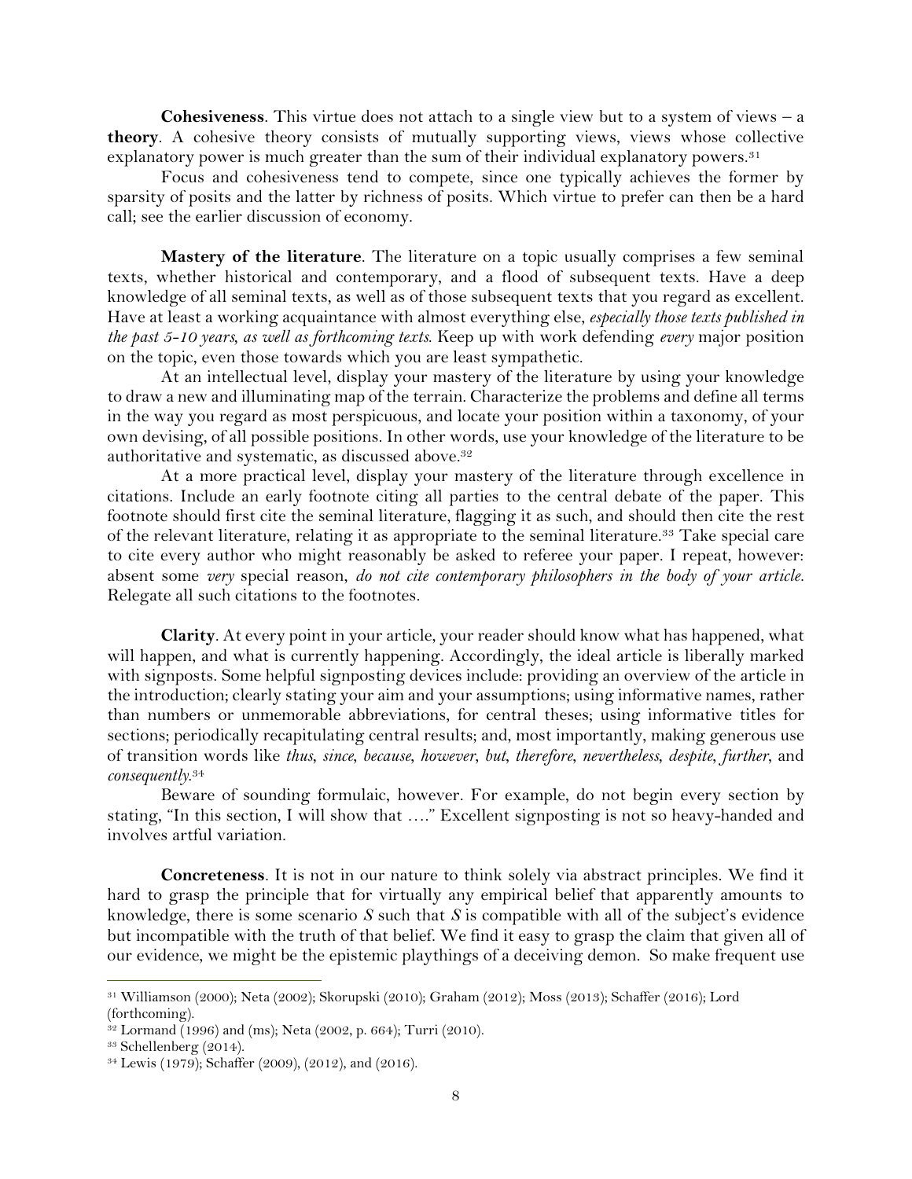**Cohesiveness**. This virtue does not attach to a single view but to a system of views – a **theory**. A cohesive theory consists of mutually supporting views, views whose collective explanatory power is much greater than the sum of their individual explanatory powers.[31]

Focus and cohesiveness tend to compete, since one typically achieves the former by sparsity of posits and the latter by richness of posits. Which virtue to prefer can then be a hard call; see the earlier discussion of economy.

**Mastery of the literature**. The literature on a topic usually comprises a few seminal texts, whether historical and contemporary, and a flood of subsequent texts. Have a deep knowledge of all seminal texts, as well as of those subsequent texts that you regard as excellent. Have at least a working acquaintance with almost everything else, *especially those texts published in the past 5-10 years, as well as forthcoming texts*. Keep up with work defending *every* major position on the topic, even those towards which you are least sympathetic.

At an intellectual level, display your mastery of the literature by using your knowledge to draw a new and illuminating map of the terrain. Characterize the problems and define all terms in the way you regard as most perspicuous, and locate your position within a taxonomy, of your own devising, of all possible positions. In other words, use your knowledge of the literature to be authoritative and systematic, as discussed above.[32]

At a more practical level, display your mastery of the literature through excellence in citations. Include an early footnote citing all parties to the central debate of the paper. This footnote should first cite the seminal literature, flagging it as such, and should then cite the rest of the relevant literature, relating it as appropriate to the seminal literature.[33] Take special care to cite every author who might reasonably be asked to referee your paper. I repeat, however: absent some *very* special reason, *do not cite contemporary philosophers in the body of your article*. Relegate all such citations to the footnotes.

**Clarity**. At every point in your article, your reader should know what has happened, what will happen, and what is currently happening. Accordingly, the ideal article is liberally marked with signposts. Some helpful signposting devices include: providing an overview of the article in the introduction; clearly stating your aim and your assumptions; using informative names, rather than numbers or unmemorable abbreviations, for central theses; using informative titles for sections; periodically recapitulating central results; and, most importantly, making generous use of transition words like *thus*, *since*, *because*, *however*, *but*, *therefore*, *nevertheless*, *despite*, *further*, and *consequently*.[34]

Beware of sounding formulaic, however. For example, do not begin every section by stating, "In this section, I will show that …." Excellent signposting is not so heavy-handed and involves artful variation.

**Concreteness**. It is not in our nature to think solely via abstract principles. We find it hard to grasp the principle that for virtually any empirical belief that apparently amounts to knowledge, there is some scenario $S$ such that $S$ is compatible with all of the subject's evidence but incompatible with the truth of that belief. We find it easy to grasp the claim that given all of our evidence, we might be the epistemic playthings of a deceiving demon. So make frequent use

---

[31] Williamson (2000); Neta (2002); Skorupski (2010); Graham (2012); Moss (2013); Schaffer (2016); Lord (forthcoming).

[32] Lormand (1996) and (ms); Neta (2002, p. 664); Turri (2010).

[33] Schellenberg (2014).

[34] Lewis (1979); Schaffer (2009), (2012), and (2016).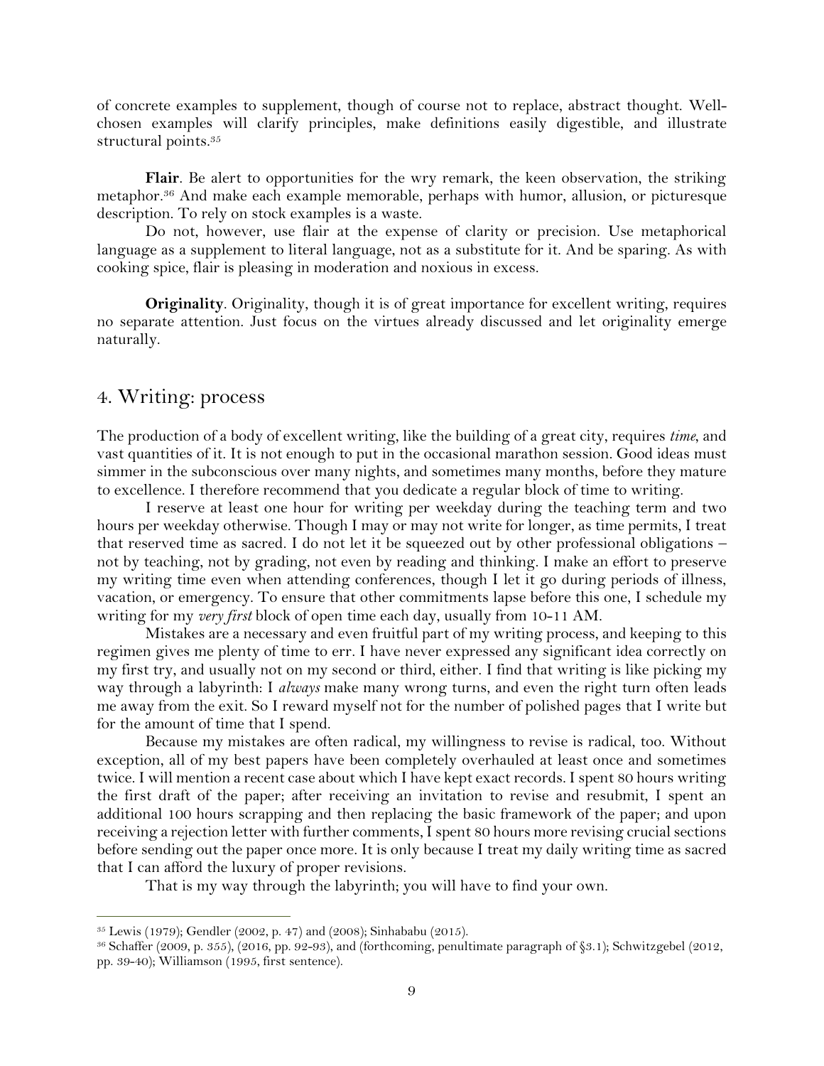of concrete examples to supplement, though of course not to replace, abstract thought. Well-chosen examples will clarify principles, make definitions easily digestible, and illustrate structural points.[35]

**Flair**. Be alert to opportunities for the wry remark, the keen observation, the striking metaphor.[36] And make each example memorable, perhaps with humor, allusion, or picturesque description. To rely on stock examples is a waste.

Do not, however, use flair at the expense of clarity or precision. Use metaphorical language as a supplement to literal language, not as a substitute for it. And be sparing. As with cooking spice, flair is pleasing in moderation and noxious in excess.

**Originality**. Originality, though it is of great importance for excellent writing, requires no separate attention. Just focus on the virtues already discussed and let originality emerge naturally.

## 4. Writing: process

The production of a body of excellent writing, like the building of a great city, requires *time*, and vast quantities of it. It is not enough to put in the occasional marathon session. Good ideas must simmer in the subconscious over many nights, and sometimes many months, before they mature to excellence. I therefore recommend that you dedicate a regular block of time to writing.

I reserve at least one hour for writing per weekday during the teaching term and two hours per weekday otherwise. Though I may or may not write for longer, as time permits, I treat that reserved time as sacred. I do not let it be squeezed out by other professional obligations – not by teaching, not by grading, not even by reading and thinking. I make an effort to preserve my writing time even when attending conferences, though I let it go during periods of illness, vacation, or emergency. To ensure that other commitments lapse before this one, I schedule my writing for my *very first* block of open time each day, usually from 10-11 AM.

Mistakes are a necessary and even fruitful part of my writing process, and keeping to this regimen gives me plenty of time to err. I have never expressed any significant idea correctly on my first try, and usually not on my second or third, either. I find that writing is like picking my way through a labyrinth: I *always* make many wrong turns, and even the right turn often leads me away from the exit. So I reward myself not for the number of polished pages that I write but for the amount of time that I spend.

Because my mistakes are often radical, my willingness to revise is radical, too. Without exception, all of my best papers have been completely overhauled at least once and sometimes twice. I will mention a recent case about which I have kept exact records. I spent 80 hours writing the first draft of the paper; after receiving an invitation to revise and resubmit, I spent an additional 100 hours scrapping and then replacing the basic framework of the paper; and upon receiving a rejection letter with further comments, I spent 80 hours more revising crucial sections before sending out the paper once more. It is only because I treat my daily writing time as sacred that I can afford the luxury of proper revisions.

That is my way through the labyrinth; you will have to find your own.

---

[35] Lewis (1979); Gendler (2002, p. 47) and (2008); Sinhababu (2015).

[36] Schaffer (2009, p. 355), (2016, pp. 92-93), and (forthcoming, penultimate paragraph of §3.1); Schwitzgebel (2012, pp. 39-40); Williamson (1995, first sentence).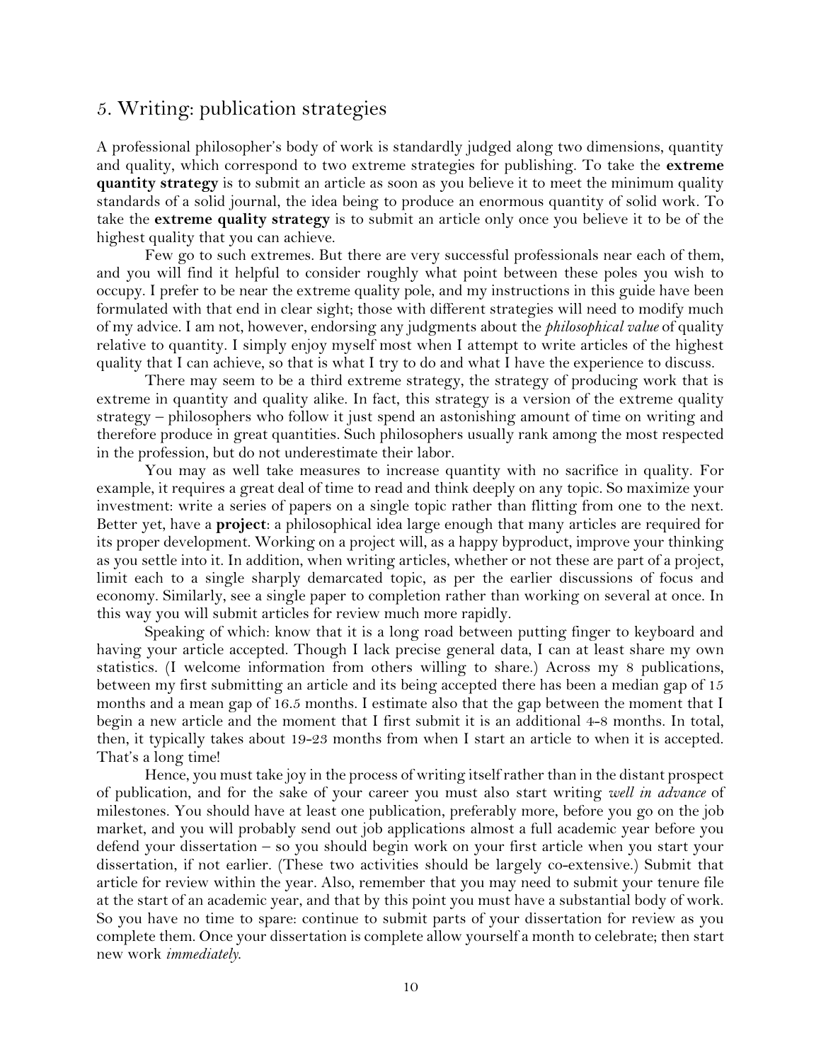## 5. Writing: publication strategies

A professional philosopher's body of work is standardly judged along two dimensions, quantity and quality, which correspond to two extreme strategies for publishing. To take the **extreme quantity strategy** is to submit an article as soon as you believe it to meet the minimum quality standards of a solid journal, the idea being to produce an enormous quantity of solid work. To take the **extreme quality strategy** is to submit an article only once you believe it to be of the highest quality that you can achieve.

Few go to such extremes. But there are very successful professionals near each of them, and you will find it helpful to consider roughly what point between these poles you wish to occupy. I prefer to be near the extreme quality pole, and my instructions in this guide have been formulated with that end in clear sight; those with different strategies will need to modify much of my advice. I am not, however, endorsing any judgments about the *philosophical value* of quality relative to quantity. I simply enjoy myself most when I attempt to write articles of the highest quality that I can achieve, so that is what I try to do and what I have the experience to discuss.

There may seem to be a third extreme strategy, the strategy of producing work that is extreme in quantity and quality alike. In fact, this strategy is a version of the extreme quality strategy – philosophers who follow it just spend an astonishing amount of time on writing and therefore produce in great quantities. Such philosophers usually rank among the most respected in the profession, but do not underestimate their labor.

You may as well take measures to increase quantity with no sacrifice in quality. For example, it requires a great deal of time to read and think deeply on any topic. So maximize your investment: write a series of papers on a single topic rather than flitting from one to the next. Better yet, have a **project**: a philosophical idea large enough that many articles are required for its proper development. Working on a project will, as a happy byproduct, improve your thinking as you settle into it. In addition, when writing articles, whether or not these are part of a project, limit each to a single sharply demarcated topic, as per the earlier discussions of focus and economy. Similarly, see a single paper to completion rather than working on several at once. In this way you will submit articles for review much more rapidly.

Speaking of which: know that it is a long road between putting finger to keyboard and having your article accepted. Though I lack precise general data, I can at least share my own statistics. (I welcome information from others willing to share.) Across my 8 publications, between my first submitting an article and its being accepted there has been a median gap of 15 months and a mean gap of 16.5 months. I estimate also that the gap between the moment that I begin a new article and the moment that I first submit it is an additional 4-8 months. In total, then, it typically takes about 19-23 months from when I start an article to when it is accepted. That's a long time!

Hence, you must take joy in the process of writing itself rather than in the distant prospect of publication, and for the sake of your career you must also start writing *well in advance* of milestones. You should have at least one publication, preferably more, before you go on the job market, and you will probably send out job applications almost a full academic year before you defend your dissertation – so you should begin work on your first article when you start your dissertation, if not earlier. (These two activities should be largely co-extensive.) Submit that article for review within the year. Also, remember that you may need to submit your tenure file at the start of an academic year, and that by this point you must have a substantial body of work. So you have no time to spare: continue to submit parts of your dissertation for review as you complete them. Once your dissertation is complete allow yourself a month to celebrate; then start new work *immediately*.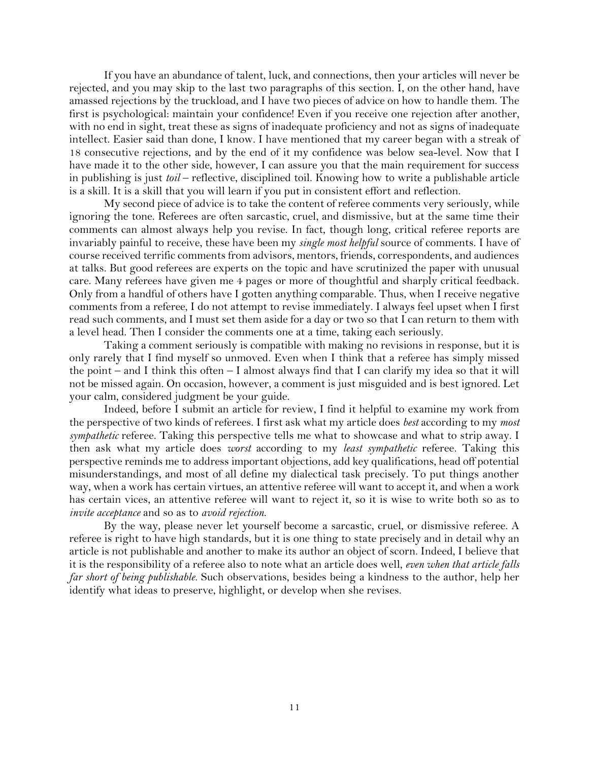If you have an abundance of talent, luck, and connections, then your articles will never be rejected, and you may skip to the last two paragraphs of this section. I, on the other hand, have amassed rejections by the truckload, and I have two pieces of advice on how to handle them. The first is psychological: maintain your confidence! Even if you receive one rejection after another, with no end in sight, treat these as signs of inadequate proficiency and not as signs of inadequate intellect. Easier said than done, I know. I have mentioned that my career began with a streak of 18 consecutive rejections, and by the end of it my confidence was below sea-level. Now that I have made it to the other side, however, I can assure you that the main requirement for success in publishing is just *toil* – reflective, disciplined toil. Knowing how to write a publishable article is a skill. It is a skill that you will learn if you put in consistent effort and reflection.

My second piece of advice is to take the content of referee comments very seriously, while ignoring the tone. Referees are often sarcastic, cruel, and dismissive, but at the same time their comments can almost always help you revise. In fact, though long, critical referee reports are invariably painful to receive, these have been my *single most helpful* source of comments. I have of course received terrific comments from advisors, mentors, friends, correspondents, and audiences at talks. But good referees are experts on the topic and have scrutinized the paper with unusual care. Many referees have given me 4 pages or more of thoughtful and sharply critical feedback. Only from a handful of others have I gotten anything comparable. Thus, when I receive negative comments from a referee, I do not attempt to revise immediately. I always feel upset when I first read such comments, and I must set them aside for a day or two so that I can return to them with a level head. Then I consider the comments one at a time, taking each seriously.

Taking a comment seriously is compatible with making no revisions in response, but it is only rarely that I find myself so unmoved. Even when I think that a referee has simply missed the point – and I think this often – I almost always find that I can clarify my idea so that it will not be missed again. On occasion, however, a comment is just misguided and is best ignored. Let your calm, considered judgment be your guide.

Indeed, before I submit an article for review, I find it helpful to examine my work from the perspective of two kinds of referees. I first ask what my article does *best* according to my *most sympathetic* referee. Taking this perspective tells me what to showcase and what to strip away. I then ask what my article does *worst* according to my *least sympathetic* referee. Taking this perspective reminds me to address important objections, add key qualifications, head off potential misunderstandings, and most of all define my dialectical task precisely. To put things another way, when a work has certain virtues, an attentive referee will want to accept it, and when a work has certain vices, an attentive referee will want to reject it, so it is wise to write both so as to *invite acceptance* and so as to *avoid rejection*.

By the way, please never let yourself become a sarcastic, cruel, or dismissive referee. A referee is right to have high standards, but it is one thing to state precisely and in detail why an article is not publishable and another to make its author an object of scorn. Indeed, I believe that it is the responsibility of a referee also to note what an article does well, *even when that article falls far short of being publishable*. Such observations, besides being a kindness to the author, help her identify what ideas to preserve, highlight, or develop when she revises.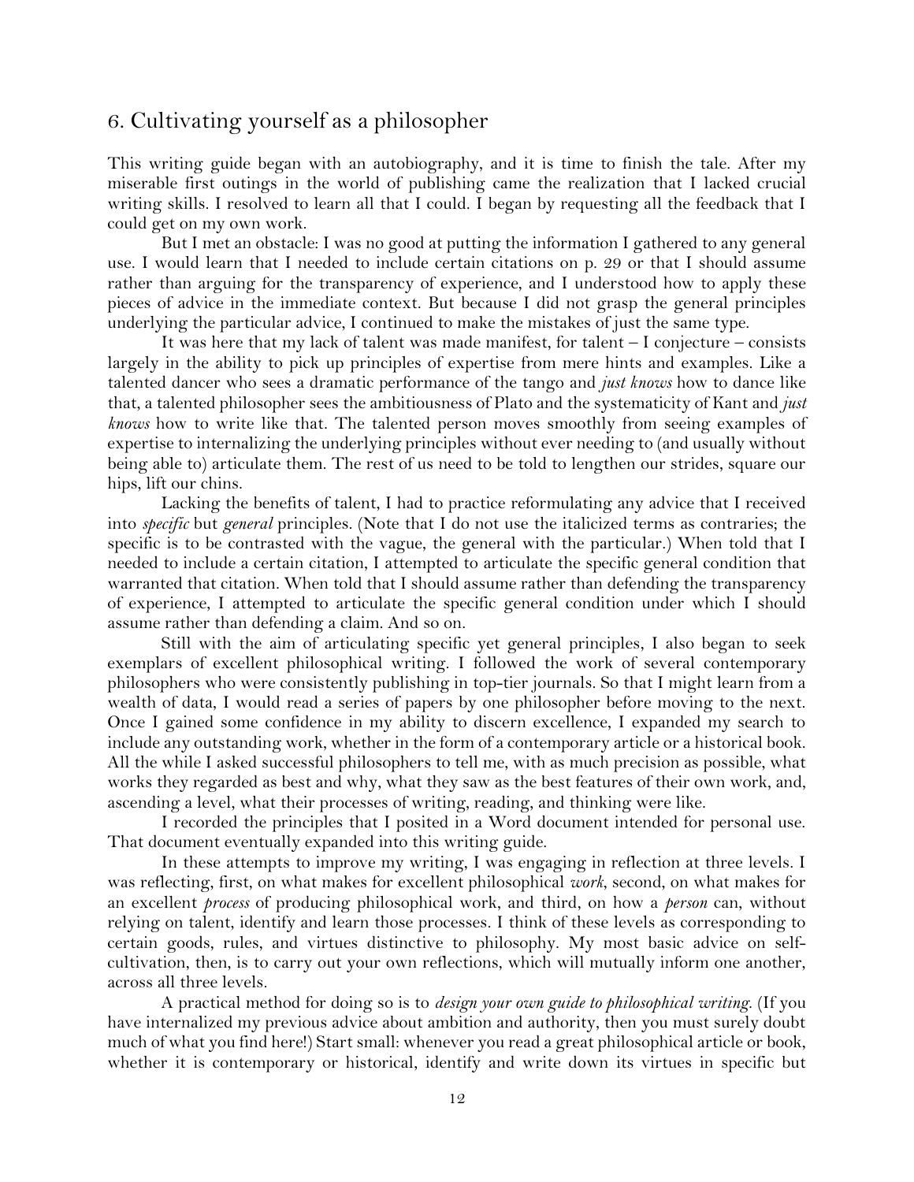## 6. Cultivating yourself as a philosopher

This writing guide began with an autobiography, and it is time to finish the tale. After my miserable first outings in the world of publishing came the realization that I lacked crucial writing skills. I resolved to learn all that I could. I began by requesting all the feedback that I could get on my own work.

But I met an obstacle: I was no good at putting the information I gathered to any general use. I would learn that I needed to include certain citations on p. 29 or that I should assume rather than arguing for the transparency of experience, and I understood how to apply these pieces of advice in the immediate context. But because I did not grasp the general principles underlying the particular advice, I continued to make the mistakes of just the same type.

It was here that my lack of talent was made manifest, for talent – I conjecture – consists largely in the ability to pick up principles of expertise from mere hints and examples. Like a talented dancer who sees a dramatic performance of the tango and *just knows* how to dance like that, a talented philosopher sees the ambitiousness of Plato and the systematicity of Kant and *just knows* how to write like that. The talented person moves smoothly from seeing examples of expertise to internalizing the underlying principles without ever needing to (and usually without being able to) articulate them. The rest of us need to be told to lengthen our strides, square our hips, lift our chins.

Lacking the benefits of talent, I had to practice reformulating any advice that I received into *specific* but *general* principles. (Note that I do not use the italicized terms as contraries; the specific is to be contrasted with the vague, the general with the particular.) When told that I needed to include a certain citation, I attempted to articulate the specific general condition that warranted that citation. When told that I should assume rather than defending the transparency of experience, I attempted to articulate the specific general condition under which I should assume rather than defending a claim. And so on.

Still with the aim of articulating specific yet general principles, I also began to seek exemplars of excellent philosophical writing. I followed the work of several contemporary philosophers who were consistently publishing in top-tier journals. So that I might learn from a wealth of data, I would read a series of papers by one philosopher before moving to the next. Once I gained some confidence in my ability to discern excellence, I expanded my search to include any outstanding work, whether in the form of a contemporary article or a historical book. All the while I asked successful philosophers to tell me, with as much precision as possible, what works they regarded as best and why, what they saw as the best features of their own work, and, ascending a level, what their processes of writing, reading, and thinking were like.

I recorded the principles that I posited in a Word document intended for personal use. That document eventually expanded into this writing guide.

In these attempts to improve my writing, I was engaging in reflection at three levels. I was reflecting, first, on what makes for excellent philosophical *work*, second, on what makes for an excellent *process* of producing philosophical work, and third, on how a *person* can, without relying on talent, identify and learn those processes. I think of these levels as corresponding to certain goods, rules, and virtues distinctive to philosophy. My most basic advice on self-cultivation, then, is to carry out your own reflections, which will mutually inform one another, across all three levels.

A practical method for doing so is to *design your own guide to philosophical writing*. (If you have internalized my previous advice about ambition and authority, then you must surely doubt much of what you find here!) Start small: whenever you read a great philosophical article or book, whether it is contemporary or historical, identify and write down its virtues in specific but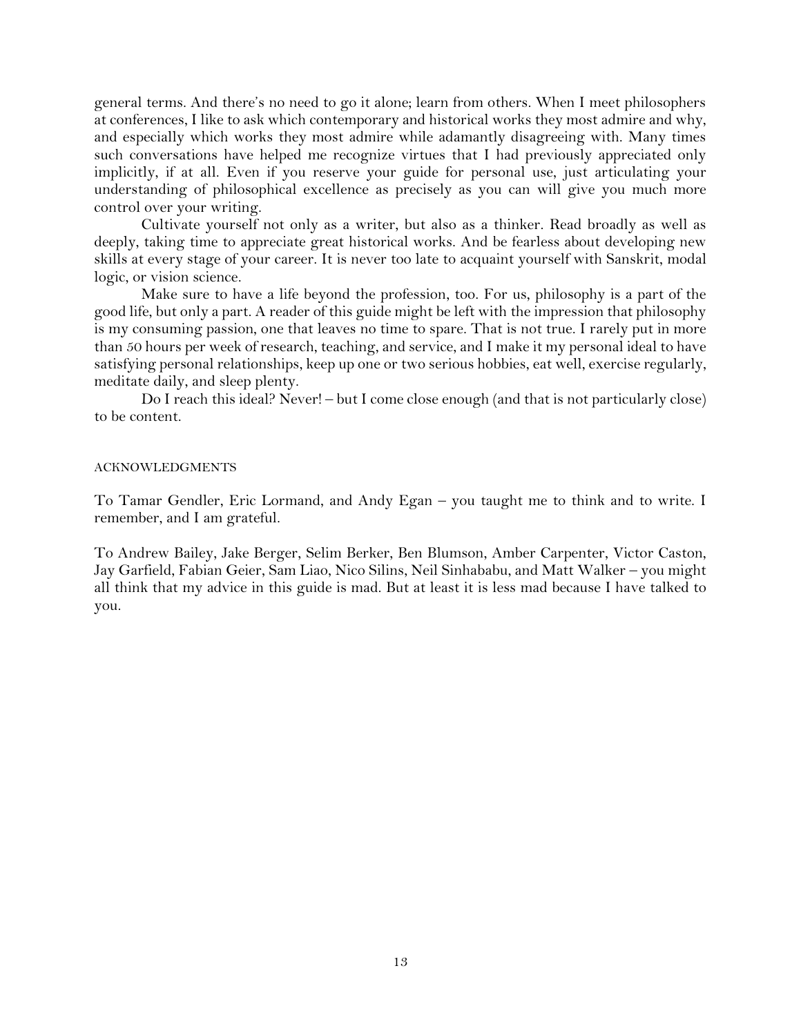general terms. And there's no need to go it alone; learn from others. When I meet philosophers at conferences, I like to ask which contemporary and historical works they most admire and why, and especially which works they most admire while adamantly disagreeing with. Many times such conversations have helped me recognize virtues that I had previously appreciated only implicitly, if at all. Even if you reserve your guide for personal use, just articulating your understanding of philosophical excellence as precisely as you can will give you much more control over your writing.

Cultivate yourself not only as a writer, but also as a thinker. Read broadly as well as deeply, taking time to appreciate great historical works. And be fearless about developing new skills at every stage of your career. It is never too late to acquaint yourself with Sanskrit, modal logic, or vision science.

Make sure to have a life beyond the profession, too. For us, philosophy is a part of the good life, but only a part. A reader of this guide might be left with the impression that philosophy is my consuming passion, one that leaves no time to spare. That is not true. I rarely put in more than 50 hours per week of research, teaching, and service, and I make it my personal ideal to have satisfying personal relationships, keep up one or two serious hobbies, eat well, exercise regularly, meditate daily, and sleep plenty.

Do I reach this ideal? Never! – but I come close enough (and that is not particularly close) to be content.

## ACKNOWLEDGMENTS

To Tamar Gendler, Eric Lormand, and Andy Egan – you taught me to think and to write. I remember, and I am grateful.

To Andrew Bailey, Jake Berger, Selim Berker, Ben Blumson, Amber Carpenter, Victor Caston, Jay Garfield, Fabian Geier, Sam Liao, Nico Silins, Neil Sinhababu, and Matt Walker – you might all think that my advice in this guide is mad. But at least it is less mad because I have talked to you.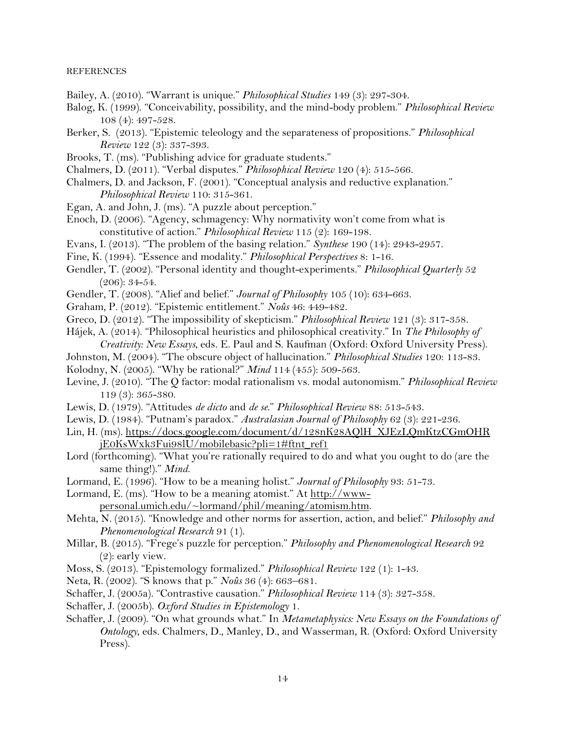REFERENCES

Bailey, A. (2010). "Warrant is unique." *Philosophical Studies* 149 (3): 297-304.

Balog, K. (1999). "Conceivability, possibility, and the mind-body problem." *Philosophical Review* 108 (4): 497-528.

Berker, S. (2013). "Epistemic teleology and the separateness of propositions." *Philosophical Review* 122 (3): 337-393.

Brooks, T. (ms). "Publishing advice for graduate students."

Chalmers, D. (2011). "Verbal disputes." *Philosophical Review* 120 (4): 515-566.

Chalmers, D. and Jackson, F. (2001). "Conceptual analysis and reductive explanation." *Philosophical Review* 110: 315-361.

Egan, A. and John, J. (ms). "A puzzle about perception."

Enoch, D. (2006). "Agency, schmagency: Why normativity won't come from what is constitutive of action." *Philosophical Review* 115 (2): 169-198.

Evans, I. (2013). "The problem of the basing relation." *Synthese* 190 (14): 2943-2957.

Fine, K. (1994). "Essence and modality." *Philosophical Perspectives* 8: 1-16.

Gendler, T. (2002). "Personal identity and thought-experiments." *Philosophical Quarterly* 52 (206): 34-54.

Gendler, T. (2008). "Alief and belief." *Journal of Philosophy* 105 (10): 634-663.

Graham, P. (2012). "Epistemic entitlement." *Noûs* 46: 449-482.

Greco, D. (2012). "The impossibility of skepticism." *Philosophical Review* 121 (3): 317-358.

Hájek, A. (2014). "Philosophical heuristics and philosophical creativity." In *The Philosophy of Creativity: New Essays*, eds. E. Paul and S. Kaufman (Oxford: Oxford University Press).

Johnston, M. (2004). "The obscure object of hallucination." *Philosophical Studies* 120: 113-83.

Kolodny, N. (2005). "Why be rational?" *Mind* 114 (455): 509-563.

Levine, J. (2010). "The Q factor: modal rationalism vs. modal autonomism." *Philosophical Review* 119 (3): 365-380.

Lewis, D. (1979). "Attitudes *de dicto* and *de se*." *Philosophical Review* 88: 513-543.

Lewis, D. (1984). "Putnam's paradox." *Australasian Journal of Philosophy* 62 (3): 221-236.

Lin, H. (ms). https://docs.google.com/document/d/128nK28AQlH_XJEzLQmKtzCGmOHRjE0KsWxk3Fui98lU/mobilebasic?pli=1#ftnt_ref1

Lord (forthcoming). "What you're rationally required to do and what you ought to do (are the same thing!)." *Mind*.

Lormand, E. (1996). "How to be a meaning holist." *Journal of Philosophy* 93: 51-73.

Lormand, E. (ms). "How to be a meaning atomist." At http://www-personal.umich.edu/~lormand/phil/meaning/atomism.htm.

Mehta, N. (2015). "Knowledge and other norms for assertion, action, and belief." *Philosophy and Phenomenological Research* 91 (1).

Millar, B. (2015). "Frege's puzzle for perception." *Philosophy and Phenomenological Research* 92 (2): early view.

Moss, S. (2013). "Epistemology formalized." *Philosophical Review* 122 (1): 1-43.

Neta, R. (2002). "S knows that p." *Noûs* 36 (4): 663–681.

Schaffer, J. (2005a). "Contrastive causation." *Philosophical Review* 114 (3): 327-358.

Schaffer, J. (2005b). *Oxford Studies in Epistemology* 1.

Schaffer, J. (2009). "On what grounds what." In *Metametaphysics: New Essays on the Foundations of Ontology*, eds. Chalmers, D., Manley, D., and Wasserman, R. (Oxford: Oxford University Press).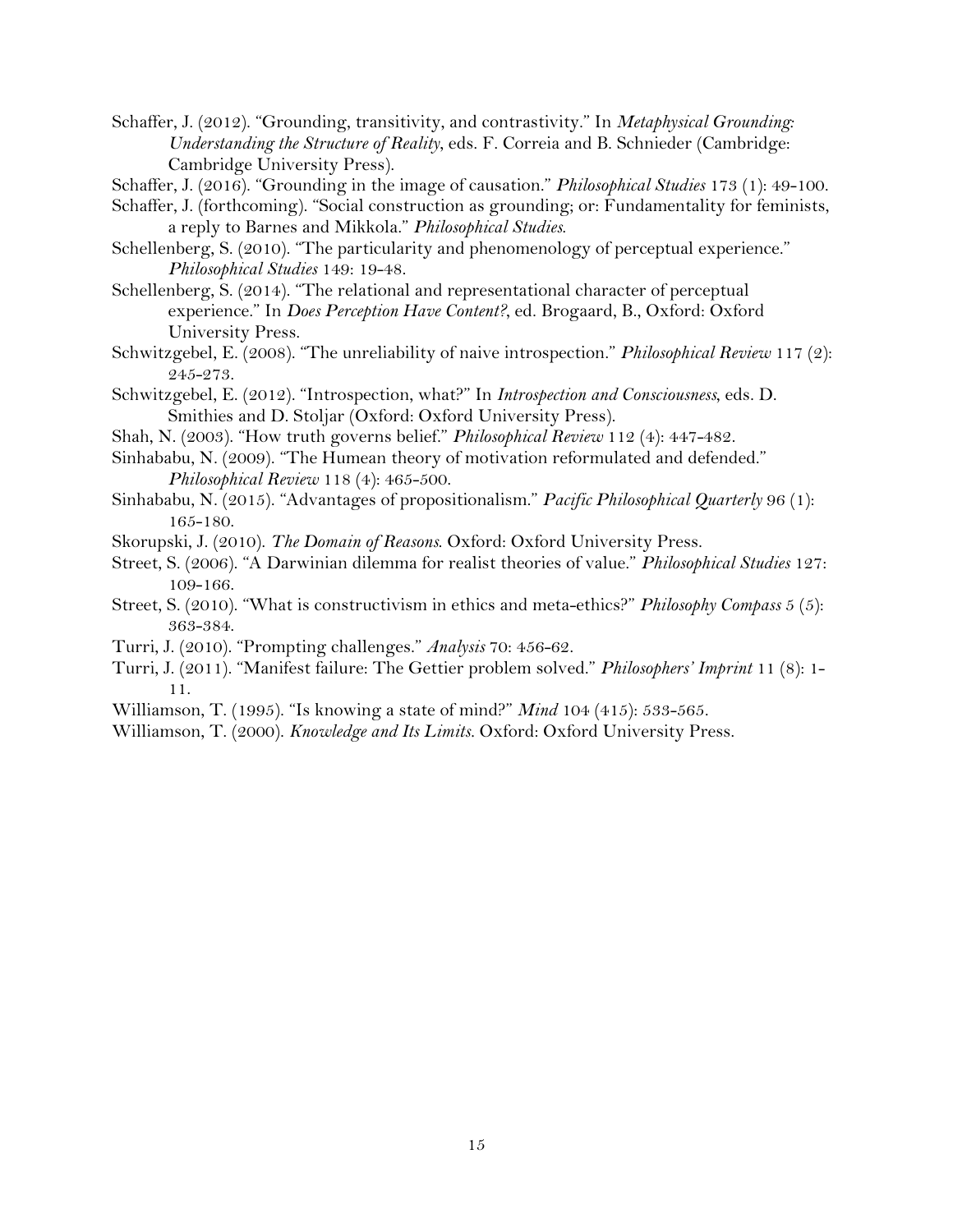Schaffer, J. (2012). "Grounding, transitivity, and contrastivity." In *Metaphysical Grounding: Understanding the Structure of Reality*, eds. F. Correia and B. Schnieder (Cambridge: Cambridge University Press).

Schaffer, J. (2016). "Grounding in the image of causation." *Philosophical Studies* 173 (1): 49-100.

Schaffer, J. (forthcoming). "Social construction as grounding; or: Fundamentality for feminists, a reply to Barnes and Mikkola." *Philosophical Studies*.

Schellenberg, S. (2010). "The particularity and phenomenology of perceptual experience." *Philosophical Studies* 149: 19-48.

Schellenberg, S. (2014). "The relational and representational character of perceptual experience." In *Does Perception Have Content?*, ed. Brogaard, B., Oxford: Oxford University Press.

Schwitzgebel, E. (2008). "The unreliability of naive introspection." *Philosophical Review* 117 (2): 245-273.

Schwitzgebel, E. (2012). "Introspection, what?" In *Introspection and Consciousness*, eds. D. Smithies and D. Stoljar (Oxford: Oxford University Press).

Shah, N. (2003). "How truth governs belief." *Philosophical Review* 112 (4): 447-482.

Sinhababu, N. (2009). "The Humean theory of motivation reformulated and defended." *Philosophical Review* 118 (4): 465-500.

Sinhababu, N. (2015). "Advantages of propositionalism." *Pacific Philosophical Quarterly* 96 (1): 165-180.

Skorupski, J. (2010). *The Domain of Reasons*. Oxford: Oxford University Press.

Street, S. (2006). "A Darwinian dilemma for realist theories of value." *Philosophical Studies* 127: 109-166.

Street, S. (2010). "What is constructivism in ethics and meta-ethics?" *Philosophy Compass* 5 (5): 363-384.

Turri, J. (2010). "Prompting challenges." *Analysis* 70: 456-62.

Turri, J. (2011). "Manifest failure: The Gettier problem solved." *Philosophers' Imprint* 11 (8): 1-11.

Williamson, T. (1995). "Is knowing a state of mind?" *Mind* 104 (415): 533-565.

Williamson, T. (2000). *Knowledge and Its Limits*. Oxford: Oxford University Press.